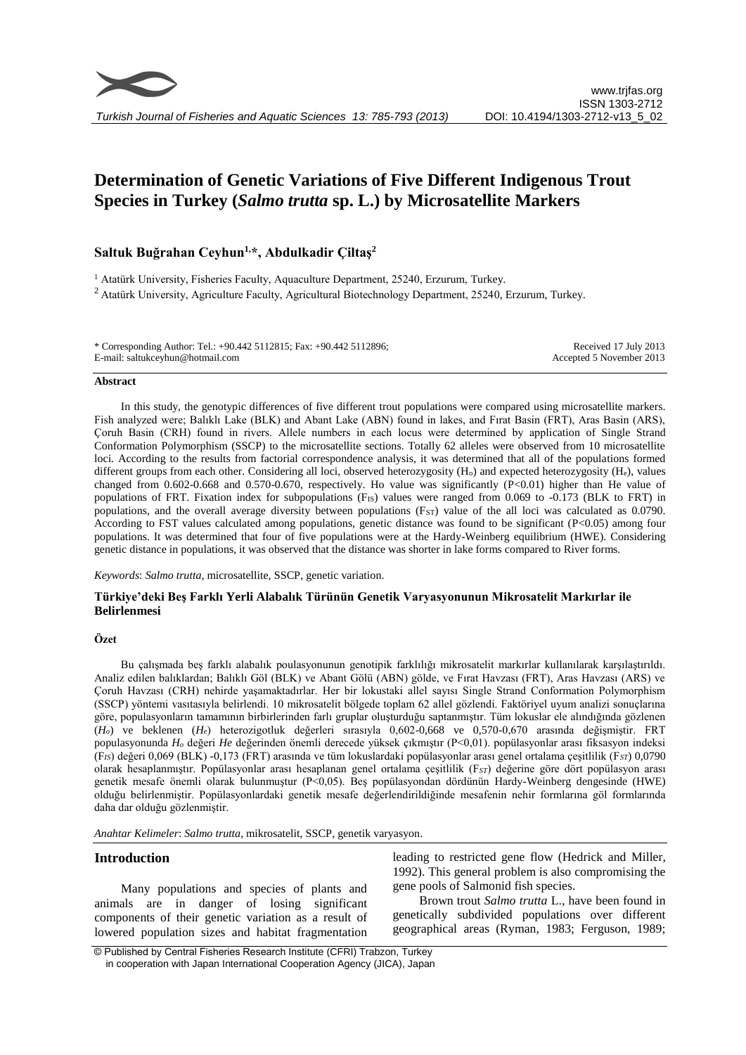# Determination of Genetic Variations of Five Different Indigenous Trout Species in Turkey (*Salmo trutta* sp. L.) by Microsatellite Markers

**Saltuk Buğrahan Ceyhun[1,*], Abdulkadir Çiltaş[2]**

[1] Atatürk University, Fisheries Faculty, Aquaculture Department, 25240, Erzurum, Turkey.

[2] Atatürk University, Agriculture Faculty, Agricultural Biotechnology Department, 25240, Erzurum, Turkey.

\* Corresponding Author: Tel.: +90.442 5112815; Fax: +90.442 5112896; E-mail: saltukceyhun@hotmail.com

Received 17 July 2013
Accepted 5 November 2013

#### Abstract

In this study, the genotypic differences of five different trout populations were compared using microsatellite markers. Fish analyzed were; Balıklı Lake (BLK) and Abant Lake (ABN) found in lakes, and Fırat Basin (FRT), Aras Basin (ARS), Çoruh Basin (CRH) found in rivers. Allele numbers in each locus were determined by application of Single Strand Conformation Polymorphism (SSCP) to the microsatellite sections. Totally 62 alleles were observed from 10 microsatellite loci. According to the results from factorial correspondence analysis, it was determined that all of the populations formed different groups from each other. Considering all loci, observed heterozygosity ($H_o$) and expected heterozygosity ($H_e$), values changed from 0.602-0.668 and 0.570-0.670, respectively. Ho value was significantly ($P<0.01$) higher than He value of populations of FRT. Fixation index for subpopulations ($F_{IS}$) values were ranged from 0.069 to -0.173 (BLK to FRT) in populations, and the overall average diversity between populations ($F_{ST}$) value of the all loci was calculated as 0.0790. According to FST values calculated among populations, genetic distance was found to be significant ($P<0.05$) among four populations. It was determined that four of five populations were at the Hardy-Weinberg equilibrium (HWE). Considering genetic distance in populations, it was observed that the distance was shorter in lake forms compared to River forms.

*Keywords*: *Salmo trutta*, microsatellite, SSCP, genetic variation.

#### Türkiye'deki Beş Farklı Yerli Alabalık Türünün Genetik Varyasyonunun Mikrosatelit Markırlar ile Belirlenmesi

#### Özet

Bu çalışmada beş farklı alabalık poulasyonunun genotipik farklılığı mikrosatelit markırlar kullanılarak karşılaştırıldı. Analiz edilen balıklardan; Balıklı Göl (BLK) ve Abant Gölü (ABN) gölde, ve Fırat Havzası (FRT), Aras Havzası (ARS) ve Çoruh Havzası (CRH) nehirde yaşamaktadırlar. Her bir lokustaki allel sayısı Single Strand Conformation Polymorphism (SSCP) yöntemi vasıtasıyla belirlendi. 10 mikrosatelit bölgede toplam 62 allel gözlendi. Faktöriyel uyum analizi sonuçlarına göre, populasyonların tamamının birbirlerinden farlı gruplar oluşturduğu saptanmıştır. Tüm lokuslar ele alındığında gözlenen ($H_o$) ve beklenen ($H_e$) heterozigotluk değerleri sırasıyla 0,602-0,668 ve 0,570-0,670 arasında değişmiştir. FRT populasyonunda $H_o$ değeri $He$ değerinden önemli derecede yüksek çıkmıştır (P<0,01). popülasyonlar arası fiksasyon indeksi ($F_{IS}$) değeri 0,069 (BLK) -0,173 (FRT) arasında ve tüm lokuslardaki popülasyonlar arası genel ortalama çeşitlilik ($F_{ST}$) 0,0790 olarak hesaplanmıştır. Popülasyonlar arası hesaplanan genel ortalama çeşitlilik ($F_{ST}$) değerine göre dört popülasyon arası genetik mesafe önemli olarak bulunmuştur (P<0,05). Beş popülasyondan dördünün Hardy-Weinberg dengesinde (HWE) olduğu belirlenmiştir. Popülasyonlardaki genetik mesafe değerlendirildiğinde mesafenin nehir formlarına göl formlarında daha dar olduğu gözlenmiştir.

*Anahtar Kelimeler*: *Salmo trutta*, mikrosatelit, SSCP, genetik varyasyon.

## Introduction

Many populations and species of plants and animals are in danger of losing significant components of their genetic variation as a result of lowered population sizes and habitat fragmentation leading to restricted gene flow (Hedrick and Miller, 1992). This general problem is also compromising the gene pools of Salmonid fish species.

Brown trout *Salmo trutta* L., have been found in genetically subdivided populations over different geographical areas (Ryman, 1983; Ferguson, 1989;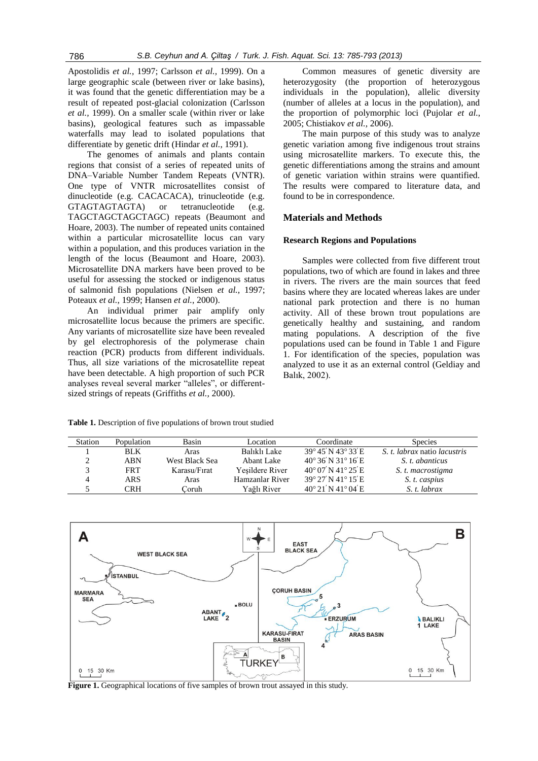Apostolidis *et al.*, 1997; Carlsson *et al.,* 1999). On a large geographic scale (between river or lake basins), it was found that the genetic differentiation may be a result of repeated post-glacial colonization (Carlsson *et al.*, 1999). On a smaller scale (within river or lake basins), geological features such as impassable waterfalls may lead to isolated populations that differentiate by genetic drift (Hindar *et al.*, 1991).

The genomes of animals and plants contain regions that consist of a series of repeated units of DNA–Variable Number Tandem Repeats (VNTR). One type of VNTR microsatellites consist of dinucleotide (e.g. CACACACA), trinucleotide (e.g. GTAGTAGTAGTA) or tetranucleotide (e.g. TAGCTAGCTAGCTAGC) repeats (Beaumont and Hoare, 2003). The number of repeated units contained within a particular microsatellite locus can vary within a population, and this produces variation in the length of the locus (Beaumont and Hoare, 2003). Microsatellite DNA markers have been proved to be useful for assessing the stocked or indigenous status of salmonid fish populations (Nielsen *et al.,* 1997; Poteaux *et al.*, 1999; Hansen *et al.*, 2000).

An individual primer pair amplify only microsatellite locus because the primers are specific. Any variants of microsatellite size have been revealed by gel electrophoresis of the polymerase chain reaction (PCR) products from different individuals. Thus, all size variations of the microsatellite repeat have been detectable. A high proportion of such PCR analyses reveal several marker "alleles", or different-sized strings of repeats (Griffiths *et al.,* 2000).

Common measures of genetic diversity are heterozygosity (the proportion of heterozygous individuals in the population), allelic diversity (number of alleles at a locus in the population), and the proportion of polymorphic loci (Pujolar *et al.*, 2005; Chistiakov *et al.,* 2006).

The main purpose of this study was to analyze genetic variation among five indigenous trout strains using microsatellite markers. To execute this, the genetic differentiations among the strains and amount of genetic variation within strains were quantified. The results were compared to literature data, and found to be in correspondence.

## Materials and Methods

### Research Regions and Populations

Samples were collected from five different trout populations, two of which are found in lakes and three in rivers. The rivers are the main sources that feed basins where they are located whereas lakes are under national park protection and there is no human activity. All of these brown trout populations are genetically healthy and sustaining, and random mating populations. A description of the five populations used can be found in Table 1 and Figure 1. For identification of the species, population was analyzed to use it as an external control (Geldiay and Balık, 2002).

**Table 1.** Description of five populations of brown trout studied

| Station | Population | Basin | Location | Coordinate | Species |
|---|---|---|---|---|---|
| 1 | BLK | Aras | Balıklı Lake | 39° 45′ N 43° 33′ E | *S. t. labrax* natio *lacustris* |
| 2 | ABN | West Black Sea | Abant Lake | 40° 36′ N 31° 16′ E | *S. t. abanticus* |
| 3 | FRT | Karasu/Fırat | Yeşildere River | 40° 07′ N 41° 25′ E | *S. t. macrostigma* |
| 4 | ARS | Aras | Hamzanlar River | 39° 27′ N 41° 15′ E | *S. t. caspius* |
| 5 | CRH | Çoruh | Yağlı River | 40° 21′ N 41° 04′ E | *S. t. labrax* |

**Figure 1.** Geographical locations of five samples of brown trout assayed in this study.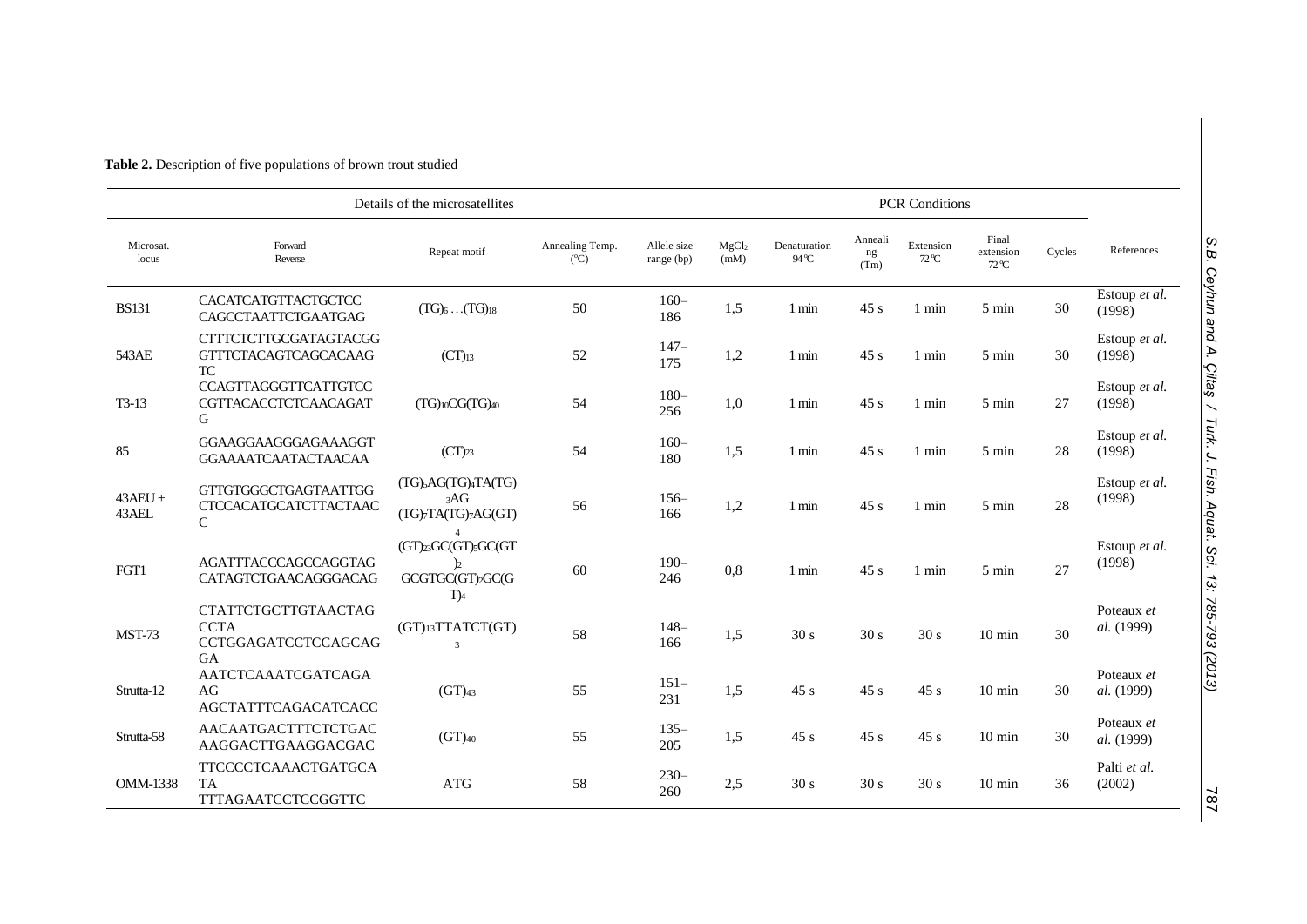**Table 2.** Description of five populations of brown trout studied

| Details of the microsatellites | | | | | PCR Conditions | | | | | | |
|---|---|---|---|---|---|---|---|---|---|---|---|
| Microsat. locus | Forward Reverse | Repeat motif | Annealing Temp. (°C) | Allele size range (bp) | $MgCl_2$ (mM) | Denaturation 94°C | Annealing (Tm) | Extension 72°C | Final extension 72°C | Cycles | References |
| BS131 | CACATCATGTTACTGCTCC CAGCCTAATTCTGAATGAG | $(TG)_6 \ldots (TG)_{18}$ | 50 | 160–186 | 1,5 | 1 min | 45 s | 1 min | 5 min | 30 | Estoup *et al.* (1998) |
| 543AE | CTTTCTCTTGCGATAGTACGG GTTTCTACAGTCAGCACAAGTC | $(CT)_{13}$ | 52 | 147–175 | 1,2 | 1 min | 45 s | 1 min | 5 min | 30 | Estoup *et al.* (1998) |
| T3-13 | CCAGTTAGGGTTCATTGTCC CGTTACACCTCTCAACAGATG | $(TG)_{10}CG(TG)_{40}$ | 54 | 180–256 | 1,0 | 1 min | 45 s | 1 min | 5 min | 27 | Estoup *et al.* (1998) |
| 85 | GGAAGGAAGGGAGAAAGGT GGAAAATCAATACTAACAA | $(CT)_{23}$ | 54 | 160–180 | 1,5 | 1 min | 45 s | 1 min | 5 min | 28 | Estoup *et al.* (1998) |
| 43AEU + 43AEL | GTTGTGGGCTGAGTAATTGG CTCCACATGCATCTTACTAACC | $(TG)_5AG(TG)_4TA(TG)_3AG$ $(TG)_7TA(TG)_7AG(GT)_4$ | 56 | 156–166 | 1,2 | 1 min | 45 s | 1 min | 5 min | 28 | Estoup *et al.* (1998) |
| FGT1 | AGATTTACCCAGCCAGGTAG CATAGTCTGAACAGGGACAG | $(GT)_{23}GC(GT)_5GC(GT)_2$ $GCGTGC(GT)_2GC(GT)_4$ | 60 | 190–246 | 0,8 | 1 min | 45 s | 1 min | 5 min | 27 | Estoup *et al.* (1998) |
| MST-73 | CTATTCTGCTTGTAACTAGCCTA CCTGGAGATCCTCCAGCAGGA | $(GT)_{13}TTATCT(GT)_3$ | 58 | 148–166 | 1,5 | 30 s | 30 s | 30 s | 10 min | 30 | Poteaux *et al.* (1999) |
| Strutta-12 | AATCTCAAATCGATCAGAAG AGCTATTTCAGACATCACC | $(GT)_{43}$ | 55 | 151–231 | 1,5 | 45 s | 45 s | 45 s | 10 min | 30 | Poteaux *et al.* (1999) |
| Strutta-58 | AACAATGACTTTCTCTGAC AAGGACTTGAAGGACGAC | $(GT)_{40}$ | 55 | 135–205 | 1,5 | 45 s | 45 s | 45 s | 10 min | 30 | Poteaux *et al.* (1999) |
| OMM-1338 | TTCCCCTCAAACTGATGCATA TTTAGAATCCTCCGGTTC | ATG | 58 | 230–260 | 2,5 | 30 s | 30 s | 30 s | 10 min | 36 | Palti *et al.* (2002) |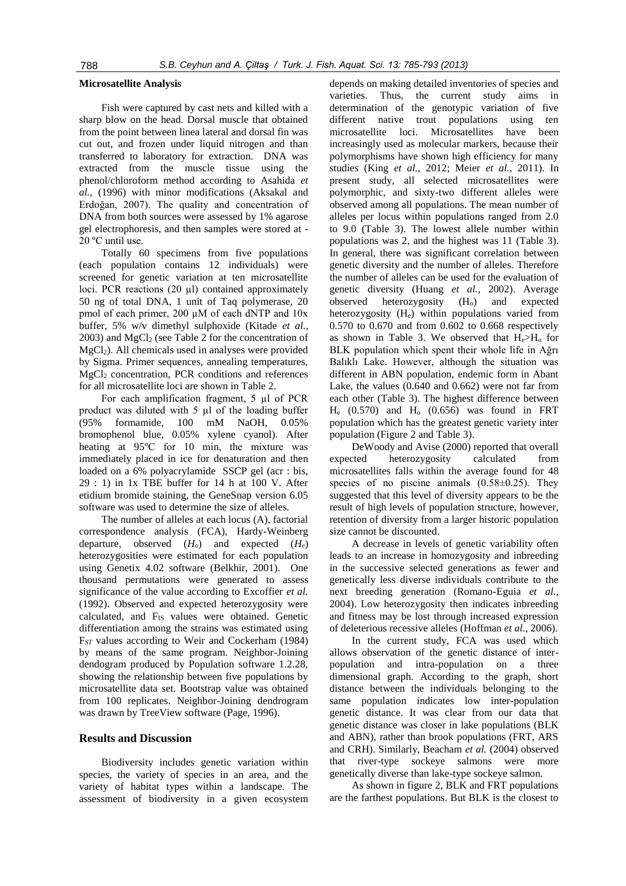### Microsatellite Analysis

Fish were captured by cast nets and killed with a sharp blow on the head. Dorsal muscle that obtained from the point between linea lateral and dorsal fin was cut out, and frozen under liquid nitrogen and than transferred to laboratory for extraction. DNA was extracted from the muscle tissue using the phenol/chloroform method according to Asahida *et al.*, (1996) with minor modifications (Aksakal and Erdoğan, 2007). The quality and concentration of DNA from both sources were assessed by 1% agarose gel electrophoresis, and then samples were stored at -20 ºC until use.

Totally 60 specimens from five populations (each population contains 12 individuals) were screened for genetic variation at ten microsatellite loci. PCR reactions (20 µl) contained approximately 50 ng of total DNA, 1 unit of Taq polymerase, 20 pmol of each primer, 200 µM of each dNTP and 10x buffer, 5% w/v dimethyl sulphoxide (Kitade *et al.*, 2003) and $MgCl_2$ (see Table 2 for the concentration of $MgCl_2$). All chemicals used in analyses were provided by Sigma. Primer sequences, annealing temperatures, $MgCl_2$ concentration, PCR conditions and references for all microsatellite loci are shown in Table 2.

For each amplification fragment, 5 µl of PCR product was diluted with 5 µl of the loading buffer (95% formamide, 100 mM NaOH, 0.05% bromophenol blue, 0.05% xylene cyanol). After heating at 95ºC for 10 min, the mixture was immediately placed in ice for denaturation and then loaded on a 6% polyacrylamide SSCP gel (acr : bis, 29 : 1) in 1x TBE buffer for 14 h at 100 V. After etidium bromide staining, the GeneSnap version 6.05 software was used to determine the size of alleles.

The number of alleles at each locus (A), factorial correspondence analysis (FCA), Hardy-Weinberg departure, observed ($H_o$) and expected ($H_e$) heterozygosities were estimated for each population using Genetix 4.02 software (Belkhir, 2001). One thousand permutations were generated to assess significance of the value according to Excoffier *et al.* (1992). Observed and expected heterozygosity were calculated, and $F_{IS}$ values were obtained. Genetic differentiation among the strains was estimated using $F_{ST}$ values according to Weir and Cockerham (1984) by means of the same program. Neighbor-Joining dendogram produced by Population software 1.2.28, showing the relationship between five populations by microsatellite data set. Bootstrap value was obtained from 100 replicates. Neighbor-Joining dendrogram was drawn by TreeView software (Page, 1996).

## Results and Discussion

Biodiversity includes genetic variation within species, the variety of species in an area, and the variety of habitat types within a landscape. The assessment of biodiversity in a given ecosystem depends on making detailed inventories of species and varieties. Thus, the current study aims in determination of the genotypic variation of five different native trout populations using ten microsatellite loci. Microsatellites have been increasingly used as molecular markers, because their polymorphisms have shown high efficiency for many studies (King *et al.*, 2012; Meier *et al.*, 2011). In present study, all selected microsatellites were polymorphic, and sixty-two different alleles were observed among all populations. The mean number of alleles per locus within populations ranged from 2.0 to 9.0 (Table 3). The lowest allele number within populations was 2, and the highest was 11 (Table 3). In general, there was significant correlation between genetic diversity and the number of alleles. Therefore the number of alleles can be used for the evaluation of genetic diversity (Huang *et al.*, 2002). Average observed heterozygosity ($H_o$) and expected heterozygosity ($H_e$) within populations varied from 0.570 to 0.670 and from 0.602 to 0.668 respectively as shown in Table 3. We observed that $H_e$>$H_o$ for BLK population which spent their whole life in Ağrı Balıklı Lake. However, although the situation was different in ABN population, endemic form in Abant Lake, the values (0.640 and 0.662) were not far from each other (Table 3). The highest difference between $H_e$ (0.570) and $H_o$ (0.656) was found in FRT population which has the greatest genetic variety inter population (Figure 2 and Table 3).

DeWoody and Avise (2000) reported that overall expected heterozygosity calculated from microsatellites falls within the average found for 48 species of no piscine animals (0.58±0.25). They suggested that this level of diversity appears to be the result of high levels of population structure, however, retention of diversity from a larger historic population size cannot be discounted.

A decrease in levels of genetic variability often leads to an increase in homozygosity and inbreeding in the successive selected generations as fewer and genetically less diverse individuals contribute to the next breeding generation (Romano-Eguia *et al.*, 2004). Low heterozygosity then indicates inbreeding and fitness may be lost through increased expression of deleterious recessive alleles (Hoffman *et al.*, 2006).

In the current study, FCA was used which allows observation of the genetic distance of inter-population and intra-population on a three dimensional graph. According to the graph, short distance between the individuals belonging to the same population indicates low inter-population genetic distance. It was clear from our data that genetic distance was closer in lake populations (BLK and ABN), rather than brook populations (FRT, ARS and CRH). Similarly, Beacham *et al.* (2004) observed that river-type sockeye salmons were more genetically diverse than lake-type sockeye salmon.

As shown in figure 2, BLK and FRT populations are the farthest populations. But BLK is the closest to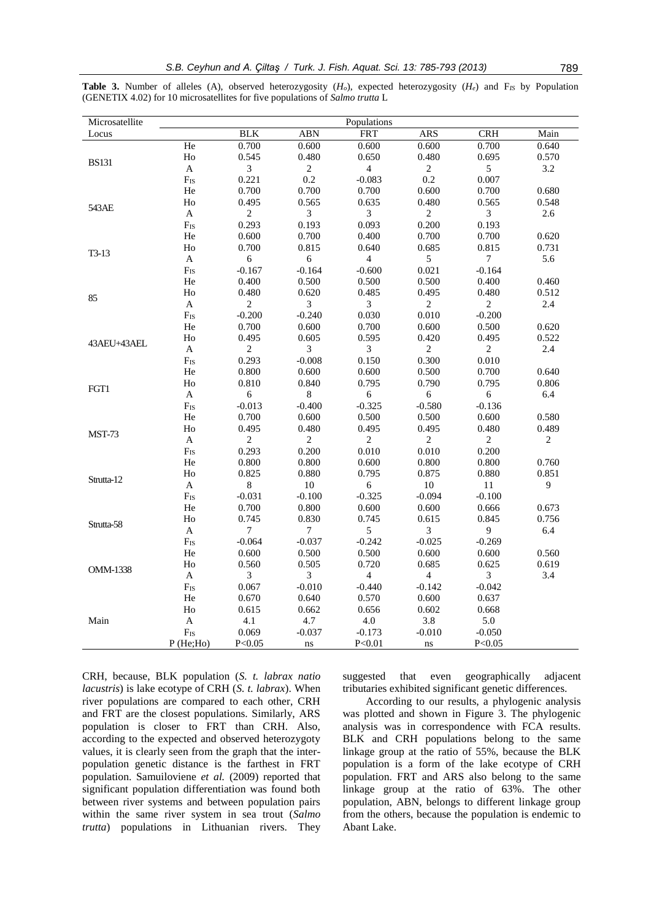**Table 3.** Number of alleles (A), observed heterozygosity ($H_o$), expected heterozygosity ($H_e$) and $F_{IS}$ by Population (GENETIX 4.02) for 10 microsatellites for five populations of *Salmo trutta* L

| Microsatellite Locus | | BLK | ABN | FRT | ARS | CRH | Main |
|---|---|---|---|---|---|---|---|
| BS131 | He | 0.700 | 0.600 | 0.600 | 0.600 | 0.700 | 0.640 |
| | Ho | 0.545 | 0.480 | 0.650 | 0.480 | 0.695 | 0.570 |
| | A | 3 | 2 | 4 | 2 | 5 | 3.2 |
| | $F_{IS}$ | 0.221 | 0.2 | -0.083 | 0.2 | 0.007 | |
| 543AE | He | 0.700 | 0.700 | 0.700 | 0.600 | 0.700 | 0.680 |
| | Ho | 0.495 | 0.565 | 0.635 | 0.480 | 0.565 | 0.548 |
| | A | 2 | 3 | 3 | 2 | 3 | 2.6 |
| | $F_{IS}$ | 0.293 | 0.193 | 0.093 | 0.200 | 0.193 | |
| T3-13 | He | 0.600 | 0.700 | 0.400 | 0.700 | 0.700 | 0.620 |
| | Ho | 0.700 | 0.815 | 0.640 | 0.685 | 0.815 | 0.731 |
| | A | 6 | 6 | 4 | 5 | 7 | 5.6 |
| | $F_{IS}$ | -0.167 | -0.164 | -0.600 | 0.021 | -0.164 | |
| 85 | He | 0.400 | 0.500 | 0.500 | 0.500 | 0.400 | 0.460 |
| | Ho | 0.480 | 0.620 | 0.485 | 0.495 | 0.480 | 0.512 |
| | A | 2 | 3 | 3 | 2 | 2 | 2.4 |
| | $F_{IS}$ | -0.200 | -0.240 | 0.030 | 0.010 | -0.200 | |
| 43AEU+43AEL | He | 0.700 | 0.600 | 0.700 | 0.600 | 0.500 | 0.620 |
| | Ho | 0.495 | 0.605 | 0.595 | 0.420 | 0.495 | 0.522 |
| | A | 2 | 3 | 3 | 2 | 2 | 2.4 |
| | $F_{IS}$ | 0.293 | -0.008 | 0.150 | 0.300 | 0.010 | |
| FGT1 | He | 0.800 | 0.600 | 0.600 | 0.500 | 0.700 | 0.640 |
| | Ho | 0.810 | 0.840 | 0.795 | 0.790 | 0.795 | 0.806 |
| | A | 6 | 8 | 6 | 6 | 6 | 6.4 |
| | $F_{IS}$ | -0.013 | -0.400 | -0.325 | -0.580 | -0.136 | |
| MST-73 | He | 0.700 | 0.600 | 0.500 | 0.500 | 0.600 | 0.580 |
| | Ho | 0.495 | 0.480 | 0.495 | 0.495 | 0.480 | 0.489 |
| | A | 2 | 2 | 2 | 2 | 2 | 2 |
| | $F_{IS}$ | 0.293 | 0.200 | 0.010 | 0.010 | 0.200 | |
| Strutta-12 | He | 0.800 | 0.800 | 0.600 | 0.800 | 0.800 | 0.760 |
| | Ho | 0.825 | 0.880 | 0.795 | 0.875 | 0.880 | 0.851 |
| | A | 8 | 10 | 6 | 10 | 11 | 9 |
| | $F_{IS}$ | -0.031 | -0.100 | -0.325 | -0.094 | -0.100 | |
| Strutta-58 | He | 0.700 | 0.800 | 0.600 | 0.600 | 0.666 | 0.673 |
| | Ho | 0.745 | 0.830 | 0.745 | 0.615 | 0.845 | 0.756 |
| | A | 7 | 7 | 5 | 3 | 9 | 6.4 |
| | $F_{IS}$ | -0.064 | -0.037 | -0.242 | -0.025 | -0.269 | |
| OMM-1338 | He | 0.600 | 0.500 | 0.500 | 0.600 | 0.600 | 0.560 |
| | Ho | 0.560 | 0.505 | 0.720 | 0.685 | 0.625 | 0.619 |
| | A | 3 | 3 | 4 | 4 | 3 | 3.4 |
| | $F_{IS}$ | 0.067 | -0.010 | -0.440 | -0.142 | -0.042 | |
| Main | He | 0.670 | 0.640 | 0.570 | 0.600 | 0.637 | |
| | Ho | 0.615 | 0.662 | 0.656 | 0.602 | 0.668 | |
| | A | 4.1 | 4.7 | 4.0 | 3.8 | 5.0 | |
| | $F_{IS}$ | 0.069 | -0.037 | -0.173 | -0.010 | -0.050 | |
| | P (He;Ho) | P<0.05 | ns | P<0.01 | ns | P<0.05 | |

CRH, because, BLK population (*S. t. labrax natio lacustris*) is lake ecotype of CRH (*S. t. labrax*). When river populations are compared to each other, CRH and FRT are the closest populations. Similarly, ARS population is closer to FRT than CRH. Also, according to the expected and observed heterozygoty values, it is clearly seen from the graph that the inter-population genetic distance is the farthest in FRT population. Samuiloviene *et al.* (2009) reported that significant population differentiation was found both between river systems and between population pairs within the same river system in sea trout (*Salmo trutta*) populations in Lithuanian rivers. They suggested that even geographically adjacent tributaries exhibited significant genetic differences.

According to our results, a phylogenic analysis was plotted and shown in Figure 3. The phylogenic analysis was in correspondence with FCA results. BLK and CRH populations belong to the same linkage group at the ratio of 55%, because the BLK population is a form of the lake ecotype of CRH population. FRT and ARS also belong to the same linkage group at the ratio of 63%. The other population, ABN, belongs to different linkage group from the others, because the population is endemic to Abant Lake.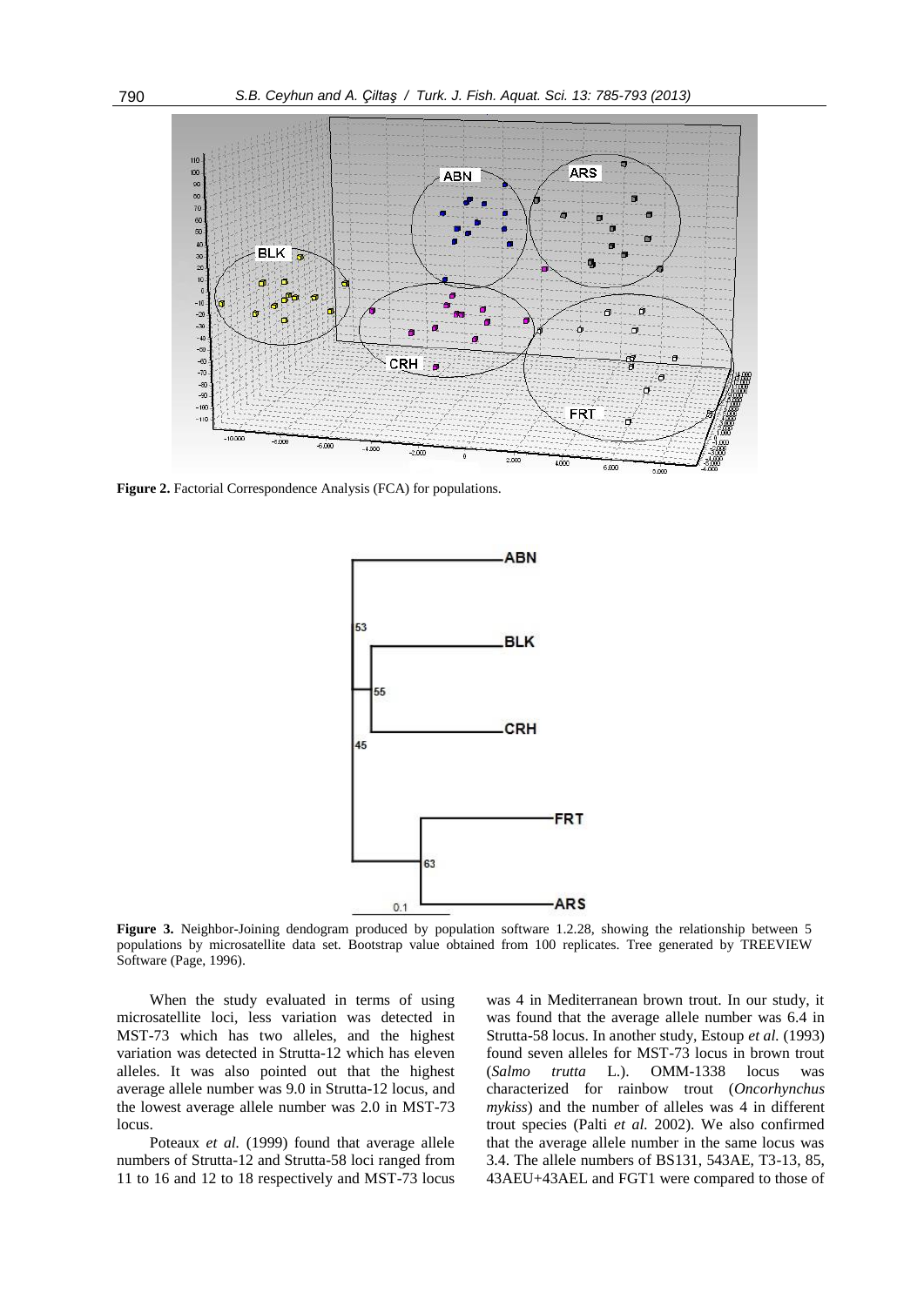Figure 2. Factorial Correspondence Analysis (FCA) for populations.

Figure 3. Neighbor-Joining dendogram produced by population software 1.2.28, showing the relationship between 5 populations by microsatellite data set. Bootstrap value obtained from 100 replicates. Tree generated by TREEVIEW Software (Page, 1996).

When the study evaluated in terms of using microsatellite loci, less variation was detected in MST-73 which has two alleles, and the highest variation was detected in Strutta-12 which has eleven alleles. It was also pointed out that the highest average allele number was 9.0 in Strutta-12 locus, and the lowest average allele number was 2.0 in MST-73 locus.

Poteaux *et al.* (1999) found that average allele numbers of Strutta-12 and Strutta-58 loci ranged from 11 to 16 and 12 to 18 respectively and MST-73 locus was 4 in Mediterranean brown trout. In our study, it was found that the average allele number was 6.4 in Strutta-58 locus. In another study, Estoup *et al.* (1993) found seven alleles for MST-73 locus in brown trout (*Salmo trutta* L.). OMM-1338 locus was characterized for rainbow trout (*Oncorhynchus mykiss*) and the number of alleles was 4 in different trout species (Palti *et al.* 2002). We also confirmed that the average allele number in the same locus was 3.4. The allele numbers of BS131, 543AE, T3-13, 85, 43AEU+43AEL and FGT1 were compared to those of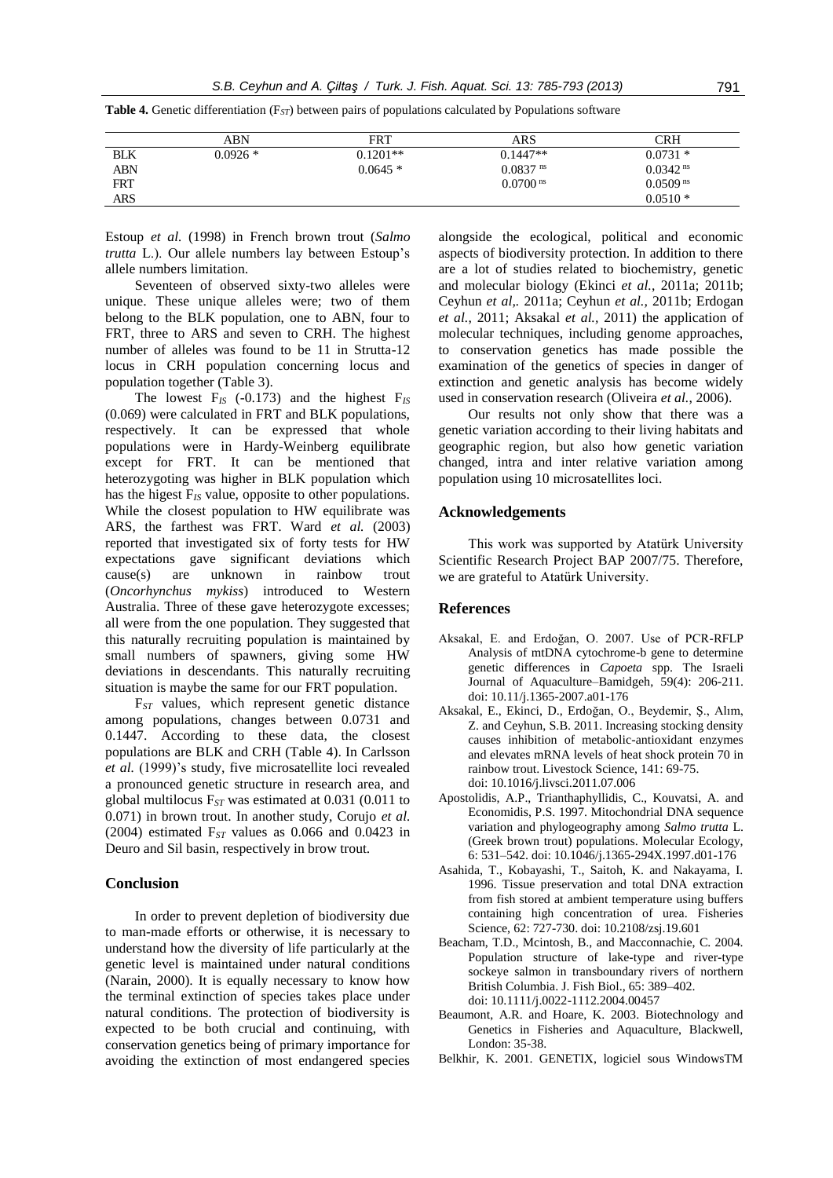**Table 4.** Genetic differentiation ($F_{ST}$) between pairs of populations calculated by Populations software

| | ABN | FRT | ARS | CRH |
|---|---|---|---|---|
| BLK | 0.0926 * | 0.1201** | 0.1447** | 0.0731 * |
| ABN | | 0.0645 * | $0.0837^{ns}$ | $0.0342^{ns}$ |
| FRT | | | $0.0700^{ns}$ | $0.0509^{ns}$ |
| ARS | | | | 0.0510 * |

Estoup *et al.* (1998) in French brown trout (*Salmo trutta* L.). Our allele numbers lay between Estoup's allele numbers limitation.

Seventeen of observed sixty-two alleles were unique. These unique alleles were; two of them belong to the BLK population, one to ABN, four to FRT, three to ARS and seven to CRH. The highest number of alleles was found to be 11 in Strutta-12 locus in CRH population concerning locus and population together (Table 3).

The lowest $F_{IS}$ (-0.173) and the highest $F_{IS}$ (0.069) were calculated in FRT and BLK populations, respectively. It can be expressed that whole populations were in Hardy-Weinberg equilibrate except for FRT. It can be mentioned that heterozygoting was higher in BLK population which has the higest $F_{IS}$ value, opposite to other populations. While the closest population to HW equilibrate was ARS, the farthest was FRT. Ward *et al.* (2003) reported that investigated six of forty tests for HW expectations gave significant deviations which cause(s) are unknown in rainbow trout (*Oncorhynchus mykiss*) introduced to Western Australia. Three of these gave heterozygote excesses; all were from the one population. They suggested that this naturally recruiting population is maintained by small numbers of spawners, giving some HW deviations in descendants. This naturally recruiting situation is maybe the same for our FRT population.

$F_{ST}$ values, which represent genetic distance among populations, changes between 0.0731 and 0.1447. According to these data, the closest populations are BLK and CRH (Table 4). In Carlsson *et al.* (1999)'s study, five microsatellite loci revealed a pronounced genetic structure in research area, and global multilocus $F_{ST}$ was estimated at 0.031 (0.011 to 0.071) in brown trout. In another study, Corujo *et al.* (2004) estimated $F_{ST}$ values as 0.066 and 0.0423 in Deuro and Sil basin, respectively in brow trout.

## Conclusion

In order to prevent depletion of biodiversity due to man-made efforts or otherwise, it is necessary to understand how the diversity of life particularly at the genetic level is maintained under natural conditions (Narain, 2000). It is equally necessary to know how the terminal extinction of species takes place under natural conditions. The protection of biodiversity is expected to be both crucial and continuing, with conservation genetics being of primary importance for avoiding the extinction of most endangered species alongside the ecological, political and economic aspects of biodiversity protection. In addition to there are a lot of studies related to biochemistry, genetic and molecular biology (Ekinci *et al.*, 2011a; 2011b; Ceyhun *et al*,. 2011a; Ceyhun *et al.*, 2011b; Erdogan *et al.*, 2011; Aksakal *et al.*, 2011) the application of molecular techniques, including genome approaches, to conservation genetics has made possible the examination of the genetics of species in danger of extinction and genetic analysis has become widely used in conservation research (Oliveira *et al.*, 2006).

Our results not only show that there was a genetic variation according to their living habitats and geographic region, but also how genetic variation changed, intra and inter relative variation among population using 10 microsatellites loci.

## Acknowledgements

This work was supported by Atatürk University Scientific Research Project BAP 2007/75. Therefore, we are grateful to Atatürk University.

## References

Aksakal, E. and Erdoğan, O. 2007. Use of PCR-RFLP Analysis of mtDNA cytochrome-b gene to determine genetic differences in *Capoeta* spp. The Israeli Journal of Aquaculture–Bamidgeh, 59(4): 206-211. doi: 10.11/j.1365-2007.a01-176

Aksakal, E., Ekinci, D., Erdoğan, O., Beydemir, Ş., Alım, Z. and Ceyhun, S.B. 2011. Increasing stocking density causes inhibition of metabolic-antioxidant enzymes and elevates mRNA levels of heat shock protein 70 in rainbow trout. Livestock Science, 141: 69-75. doi: 10.1016/j.livsci.2011.07.006

Apostolidis, A.P., Trianthaphyllidis, C., Kouvatsi, A. and Economidis, P.S. 1997. Mitochondrial DNA sequence variation and phylogeography among *Salmo trutta* L. (Greek brown trout) populations. Molecular Ecology, 6: 531–542. doi: 10.1046/j.1365-294X.1997.d01-176

Asahida, T., Kobayashi, T., Saitoh, K. and Nakayama, I. 1996. Tissue preservation and total DNA extraction from fish stored at ambient temperature using buffers containing high concentration of urea. Fisheries Science, 62: 727-730. doi: 10.2108/zsj.19.601

Beacham, T.D., Mcintosh, B., and Macconnachie, C. 2004. Population structure of lake-type and river-type sockeye salmon in transboundary rivers of northern British Columbia. J. Fish Biol., 65: 389–402. doi: 10.1111/j.0022-1112.2004.00457

Beaumont, A.R. and Hoare, K. 2003. Biotechnology and Genetics in Fisheries and Aquaculture, Blackwell, London: 35-38.

Belkhir, K. 2001. GENETIX, logiciel sous WindowsTM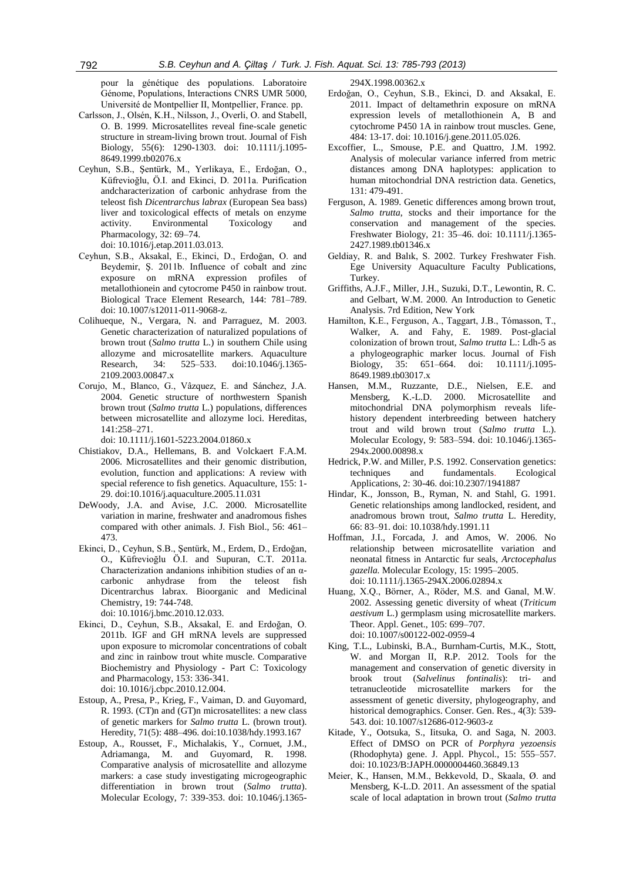pour la génétique des populations. Laboratoire Génome, Populations, Interactions CNRS UMR 5000, Université de Montpellier II, Montpellier, France. pp.

Carlsson, J., Olsén, K.H., Nilsson, J., Overli, O. and Stabell, O. B. 1999. Microsatellites reveal fine-scale genetic structure in stream-living brown trout. Journal of Fish Biology, 55(6): 1290-1303. doi: 10.1111/j.1095-8649.1999.tb02076.x

Ceyhun, S.B., Şentürk, M., Yerlikaya, E., Erdoğan, O., Küfrevioğlu, Ö.I. and Ekinci, D. 2011a. Purification andcharacterization of carbonic anhydrase from the teleost fish *Dicentrarchus labrax* (European Sea bass) liver and toxicological effects of metals on enzyme activity. Environmental Toxicology and Pharmacology, 32: 69–74. doi: 10.1016/j.etap.2011.03.013.

Ceyhun, S.B., Aksakal, E., Ekinci, D., Erdoğan, O. and Beydemir, Ş. 2011b. Influence of cobalt and zinc exposure on mRNA expression profiles of metallothionein and cytocrome P450 in rainbow trout. Biological Trace Element Research, 144: 781–789. doi: 10.1007/s12011-011-9068-z.

Colihueque, N., Vergara, N. and Parraguez, M. 2003. Genetic characterization of naturalized populations of brown trout (*Salmo trutta* L.) in southern Chile using allozyme and microsatellite markers. Aquaculture Research, 34: 525–533. doi:10.1046/j.1365-2109.2003.00847.x

Corujo, M., Blanco, G., Vâzquez, E. and Sánchez, J.A. 2004. Genetic structure of northwestern Spanish brown trout (*Salmo trutta* L.) populations, differences between microsatellite and allozyme loci. Hereditas, 141:258–271. doi: 10.1111/j.1601-5223.2004.01860.x

Chistiakov, D.A., Hellemans, B. and Volckaert F.A.M. 2006. Microsatellites and their genomic distribution, evolution, function and applications: A review with special reference to fish genetics. Aquaculture, 155: 1-29. doi:10.1016/j.aquaculture.2005.11.031

DeWoody, J.A. and Avise, J.C. 2000. Microsatellite variation in marine, freshwater and anadromous fishes compared with other animals. J. Fish Biol., 56: 461–473.

Ekinci, D., Ceyhun, S.B., Şentürk, M., Erdem, D., Erdoğan, O., Küfrevioğlu Ö.I. and Supuran, C.T. 2011a. Characterization andanions inhibition studies of an α-carbonic anhydrase from the teleost fish Dicentrarchus labrax. Bioorganic and Medicinal Chemistry, 19: 744-748. doi: 10.1016/j.bmc.2010.12.033.

Ekinci, D., Ceyhun, S.B., Aksakal, E. and Erdoğan, O. 2011b. IGF and GH mRNA levels are suppressed upon exposure to micromolar concentrations of cobalt and zinc in rainbow trout white muscle. Comparative Biochemistry and Physiology - Part C: Toxicology and Pharmacology, 153: 336-341. doi: 10.1016/j.cbpc.2010.12.004.

Estoup, A., Presa, P., Krieg, F., Vaiman, D. and Guyomard, R. 1993. (CT)n and (GT)n microsatellites: a new class of genetic markers for *Salmo trutta* L. (brown trout). Heredity, 71(5): 488–496. doi:10.1038/hdy.1993.167

Estoup, A., Rousset, F., Michalakis, Y., Cornuet, J.M., Adriamanga, M. and Guyomard, R. 1998. Comparative analysis of microsatellite and allozyme markers: a case study investigating microgeographic differentiation in brown trout (*Salmo trutta*). Molecular Ecology, 7: 339-353. doi: 10.1046/j.1365-294X.1998.00362.x

Erdoğan, O., Ceyhun, S.B., Ekinci, D. and Aksakal, E. 2011. Impact of deltamethrin exposure on mRNA expression levels of metallothionein A, B and cytochrome P450 1A in rainbow trout muscles. Gene, 484: 13-17. doi: 10.1016/j.gene.2011.05.026.

Excoffier, L., Smouse, P.E. and Quattro, J.M. 1992. Analysis of molecular variance inferred from metric distances among DNA haplotypes: application to human mitochondrial DNA restriction data. Genetics, 131: 479-491.

Ferguson, A. 1989. Genetic differences among brown trout, *Salmo trutta*, stocks and their importance for the conservation and management of the species. Freshwater Biology, 21: 35–46. doi: 10.1111/j.1365-2427.1989.tb01346.x

Geldiay, R. and Balık, S. 2002. Turkey Freshwater Fish. Ege University Aquaculture Faculty Publications, Turkey.

Griffiths, A.J.F., Miller, J.H., Suzuki, D.T., Lewontin, R. C. and Gelbart, W.M. 2000. An Introduction to Genetic Analysis. 7rd Edition, New York

Hamilton, K.E., Ferguson, A., Taggart, J.B., Tómasson, T., Walker, A. and Fahy, E. 1989. Post-glacial colonization of brown trout, *Salmo trutta* L.: Ldh-5 as a phylogeographic marker locus. Journal of Fish Biology, 35: 651–664. doi: 10.1111/j.1095-8649.1989.tb03017.x

Hansen, M.M., Ruzzante, D.E., Nielsen, E.E. and Mensberg, K.-L.D. 2000. Microsatellite and mitochondrial DNA polymorphism reveals life-history dependent interbreeding between hatchery trout and wild brown trout (*Salmo trutta* L.). Molecular Ecology, 9: 583–594. doi: 10.1046/j.1365-294x.2000.00898.x

Hedrick, P.W. and Miller, P.S. 1992. Conservation genetics: techniques and fundamentals. Ecological Applications, 2: 30-46. doi:10.2307/1941887

Hindar, K., Jonsson, B., Ryman, N. and Stahl, G. 1991. Genetic relationships among landlocked, resident, and anadromous brown trout, *Salmo trutta* L. Heredity, 66: 83–91. doi: 10.1038/hdy.1991.11

Hoffman, J.I., Forcada, J. and Amos, W. 2006. No relationship between microsatellite variation and neonatal fitness in Antarctic fur seals, *Arctocephalus gazella.* Molecular Ecology, 15: 1995–2005. doi: 10.1111/j.1365-294X.2006.02894.x

Huang, X.Q., Börner, A., Röder, M.S. and Ganal, M.W. 2002. Assessing genetic diversity of wheat (*Triticum aestivum* L.) germplasm using microsatellite markers. Theor. Appl. Genet., 105: 699–707. doi: 10.1007/s00122-002-0959-4

King, T.L., Lubinski, B.A., Burnham-Curtis, M.K., Stott, W. and Morgan II, R.P. 2012. Tools for the management and conservation of genetic diversity in brook trout (*Salvelinus fontinalis*): tri- and tetranucleotide microsatellite markers for the assessment of genetic diversity, phylogeography, and historical demographics. Conser. Gen. Res., 4(3): 539-543. doi: 10.1007/s12686-012-9603-z

Kitade, Y., Ootsuka, S., Iitsuka, O. and Saga, N. 2003. Effect of DMSO on PCR of *Porphyra yezoensis* (Rhodophyta) gene. J. Appl. Phycol., 15: 555–557. doi: 10.1023/B:JAPH.0000004460.36849.13

Meier, K., Hansen, M.M., Bekkevold, D., Skaala, Ø. and Mensberg, K-L.D. 2011. An assessment of the spatial scale of local adaptation in brown trout (*Salmo trutta*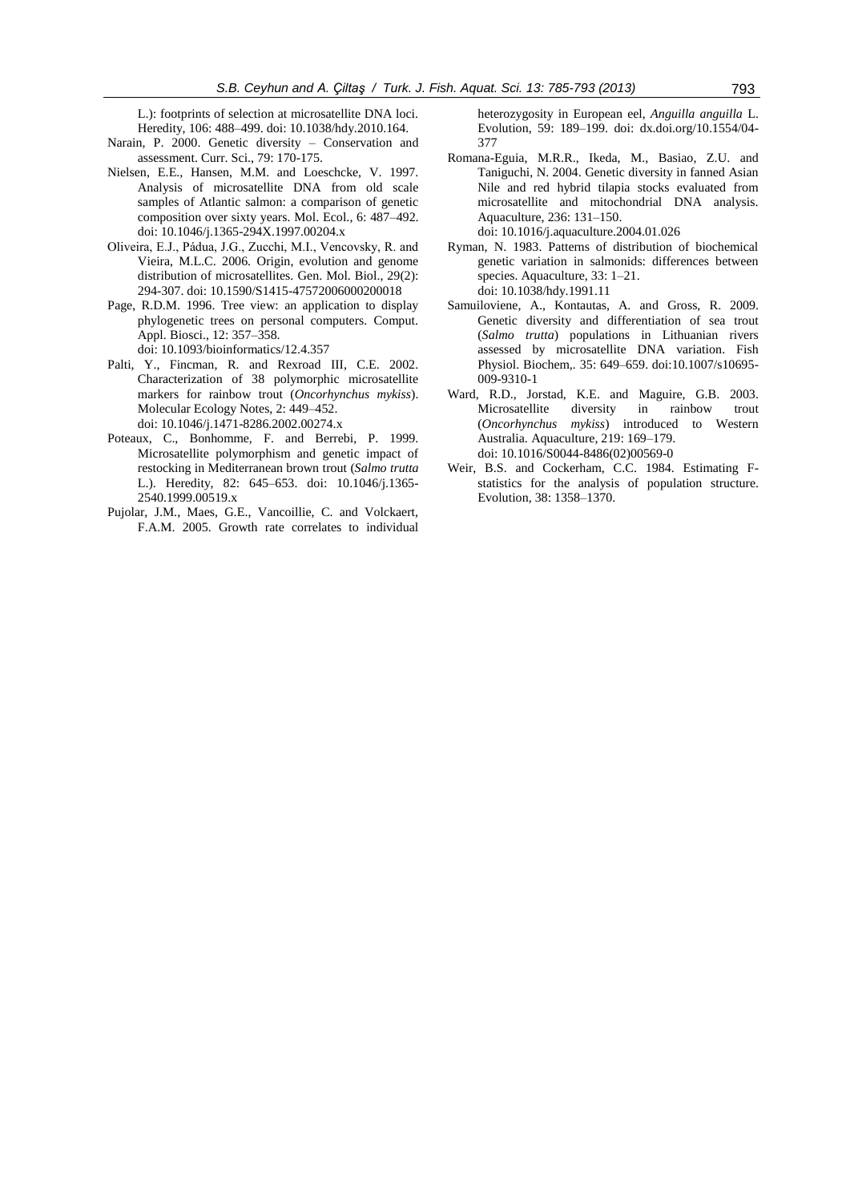L.): footprints of selection at microsatellite DNA loci. Heredity, 106: 488–499. doi: 10.1038/hdy.2010.164.

Narain, P. 2000. Genetic diversity – Conservation and assessment. Curr. Sci., 79: 170-175.

Nielsen, E.E., Hansen, M.M. and Loeschcke, V. 1997. Analysis of microsatellite DNA from old scale samples of Atlantic salmon: a comparison of genetic composition over sixty years. Mol. Ecol., 6: 487–492. doi: 10.1046/j.1365-294X.1997.00204.x

Oliveira, E.J., Pádua, J.G., Zucchi, M.I., Vencovsky, R. and Vieira, M.L.C. 2006. Origin, evolution and genome distribution of microsatellites. Gen. Mol. Biol., 29(2): 294-307. doi: 10.1590/S1415-47572006000200018

Page, R.D.M. 1996. Tree view: an application to display phylogenetic trees on personal computers. Comput. Appl. Biosci., 12: 357–358. doi: 10.1093/bioinformatics/12.4.357

Palti, Y., Fincman, R. and Rexroad III, C.E. 2002. Characterization of 38 polymorphic microsatellite markers for rainbow trout (*Oncorhynchus mykiss*). Molecular Ecology Notes, 2: 449–452. doi: 10.1046/j.1471-8286.2002.00274.x

Poteaux, C., Bonhomme, F. and Berrebi, P. 1999. Microsatellite polymorphism and genetic impact of restocking in Mediterranean brown trout (*Salmo trutta* L.). Heredity, 82: 645–653. doi: 10.1046/j.1365-2540.1999.00519.x

Pujolar, J.M., Maes, G.E., Vancoillie, C. and Volckaert, F.A.M. 2005. Growth rate correlates to individual heterozygosity in European eel, *Anguilla anguilla* L. Evolution, 59: 189–199. doi: dx.doi.org/10.1554/04-377

Romana-Eguia, M.R.R., Ikeda, M., Basiao, Z.U. and Taniguchi, N. 2004. Genetic diversity in fanned Asian Nile and red hybrid tilapia stocks evaluated from microsatellite and mitochondrial DNA analysis. Aquaculture, 236: 131–150. doi: 10.1016/j.aquaculture.2004.01.026

Ryman, N. 1983. Patterns of distribution of biochemical genetic variation in salmonids: differences between species. Aquaculture, 33: 1–21. doi: 10.1038/hdy.1991.11

Samuiloviene, A., Kontautas, A. and Gross, R. 2009. Genetic diversity and differentiation of sea trout (*Salmo trutta*) populations in Lithuanian rivers assessed by microsatellite DNA variation. Fish Physiol. Biochem,. 35: 649–659. doi:10.1007/s10695-009-9310-1

Ward, R.D., Jorstad, K.E. and Maguire, G.B. 2003. Microsatellite diversity in rainbow trout (*Oncorhynchus mykiss*) introduced to Western Australia. Aquaculture, 219: 169–179. doi: 10.1016/S0044-8486(02)00569-0

Weir, B.S. and Cockerham, C.C. 1984. Estimating F-statistics for the analysis of population structure. Evolution, 38: 1358–1370.